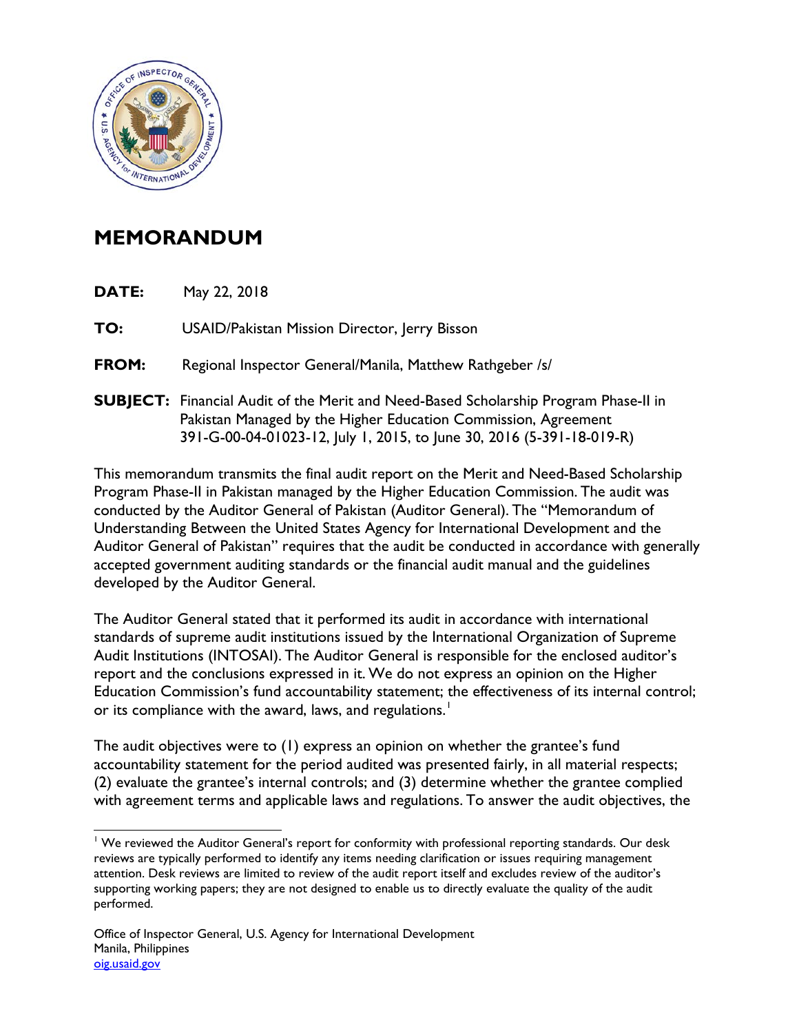# MEMORANDUM

**DATE:** May 22, 2018

**TO:** USAID/Pakistan Mission Director, Jerry Bisson

**FROM:** Regional Inspector General/Manila, Matthew Rathgeber /s/

**SUBJECT:** Financial Audit of the Merit and Need-Based Scholarship Program Phase-II in Pakistan Managed by the Higher Education Commission, Agreement 391-G-00-04-01023-12, July 1, 2015, to June 30, 2016 (5-391-18-019-R)

This memorandum transmits the final audit report on the Merit and Need-Based Scholarship Program Phase-II in Pakistan managed by the Higher Education Commission. The audit was conducted by the Auditor General of Pakistan (Auditor General). The "Memorandum of Understanding Between the United States Agency for International Development and the Auditor General of Pakistan" requires that the audit be conducted in accordance with generally accepted government auditing standards or the financial audit manual and the guidelines developed by the Auditor General.

The Auditor General stated that it performed its audit in accordance with international standards of supreme audit institutions issued by the International Organization of Supreme Audit Institutions (INTOSAI). The Auditor General is responsible for the enclosed auditor's report and the conclusions expressed in it. We do not express an opinion on the Higher Education Commission's fund accountability statement; the effectiveness of its internal control; or its compliance with the award, laws, and regulations.[1]

The audit objectives were to (1) express an opinion on whether the grantee's fund accountability statement for the period audited was presented fairly, in all material respects; (2) evaluate the grantee's internal controls; and (3) determine whether the grantee complied with agreement terms and applicable laws and regulations. To answer the audit objectives, the

[1] We reviewed the Auditor General's report for conformity with professional reporting standards. Our desk reviews are typically performed to identify any items needing clarification or issues requiring management attention. Desk reviews are limited to review of the audit report itself and excludes review of the auditor's supporting working papers; they are not designed to enable us to directly evaluate the quality of the audit performed.

Office of Inspector General, U.S. Agency for International Development
Manila, Philippines
oig.usaid.gov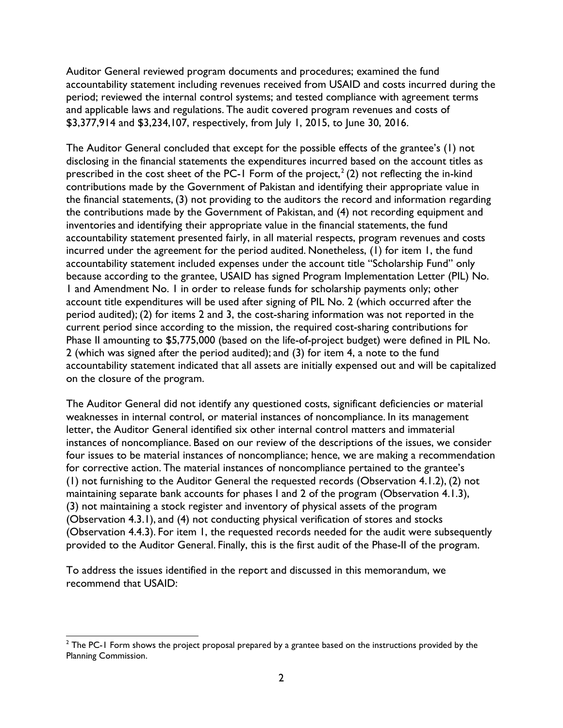Auditor General reviewed program documents and procedures; examined the fund accountability statement including revenues received from USAID and costs incurred during the period; reviewed the internal control systems; and tested compliance with agreement terms and applicable laws and regulations. The audit covered program revenues and costs of $3,377,914 and $3,234,107, respectively, from July 1, 2015, to June 30, 2016.

The Auditor General concluded that except for the possible effects of the grantee's (1) not disclosing in the financial statements the expenditures incurred based on the account titles as prescribed in the cost sheet of the PC-1 Form of the project,[2] (2) not reflecting the in-kind contributions made by the Government of Pakistan and identifying their appropriate value in the financial statements, (3) not providing to the auditors the record and information regarding the contributions made by the Government of Pakistan, and (4) not recording equipment and inventories and identifying their appropriate value in the financial statements, the fund accountability statement presented fairly, in all material respects, program revenues and costs incurred under the agreement for the period audited. Nonetheless, (1) for item 1, the fund accountability statement included expenses under the account title "Scholarship Fund" only because according to the grantee, USAID has signed Program Implementation Letter (PIL) No. 1 and Amendment No. 1 in order to release funds for scholarship payments only; other account title expenditures will be used after signing of PIL No. 2 (which occurred after the period audited); (2) for items 2 and 3, the cost-sharing information was not reported in the current period since according to the mission, the required cost-sharing contributions for Phase II amounting to $5,775,000 (based on the life-of-project budget) were defined in PIL No. 2 (which was signed after the period audited); and (3) for item 4, a note to the fund accountability statement indicated that all assets are initially expensed out and will be capitalized on the closure of the program.

The Auditor General did not identify any questioned costs, significant deficiencies or material weaknesses in internal control, or material instances of noncompliance. In its management letter, the Auditor General identified six other internal control matters and immaterial instances of noncompliance. Based on our review of the descriptions of the issues, we consider four issues to be material instances of noncompliance; hence, we are making a recommendation for corrective action. The material instances of noncompliance pertained to the grantee's (1) not furnishing to the Auditor General the requested records (Observation 4.1.2), (2) not maintaining separate bank accounts for phases I and 2 of the program (Observation 4.1.3), (3) not maintaining a stock register and inventory of physical assets of the program (Observation 4.3.1), and (4) not conducting physical verification of stores and stocks (Observation 4.4.3). For item 1, the requested records needed for the audit were subsequently provided to the Auditor General. Finally, this is the first audit of the Phase-II of the program.

To address the issues identified in the report and discussed in this memorandum, we recommend that USAID:

[2] The PC-1 Form shows the project proposal prepared by a grantee based on the instructions provided by the Planning Commission.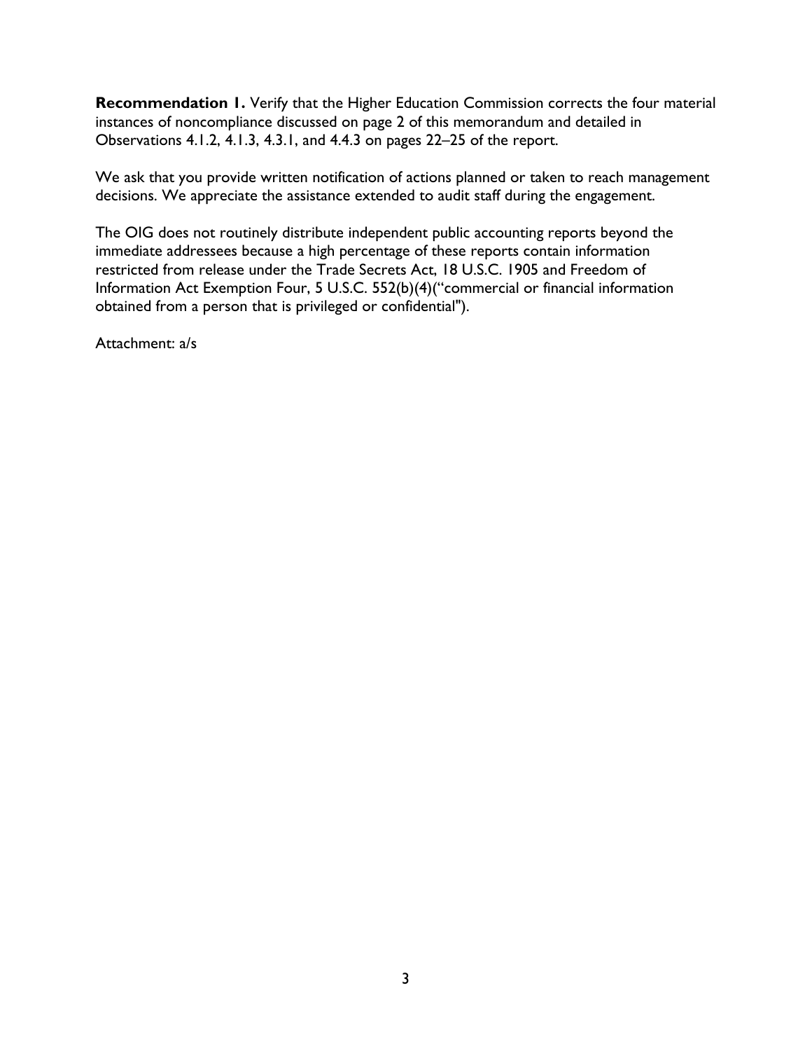**Recommendation 1.** Verify that the Higher Education Commission corrects the four material instances of noncompliance discussed on page 2 of this memorandum and detailed in Observations 4.1.2, 4.1.3, 4.3.1, and 4.4.3 on pages 22–25 of the report.

We ask that you provide written notification of actions planned or taken to reach management decisions. We appreciate the assistance extended to audit staff during the engagement.

The OIG does not routinely distribute independent public accounting reports beyond the immediate addressees because a high percentage of these reports contain information restricted from release under the Trade Secrets Act, 18 U.S.C. 1905 and Freedom of Information Act Exemption Four, 5 U.S.C. 552(b)(4)("commercial or financial information obtained from a person that is privileged or confidential").

Attachment: a/s